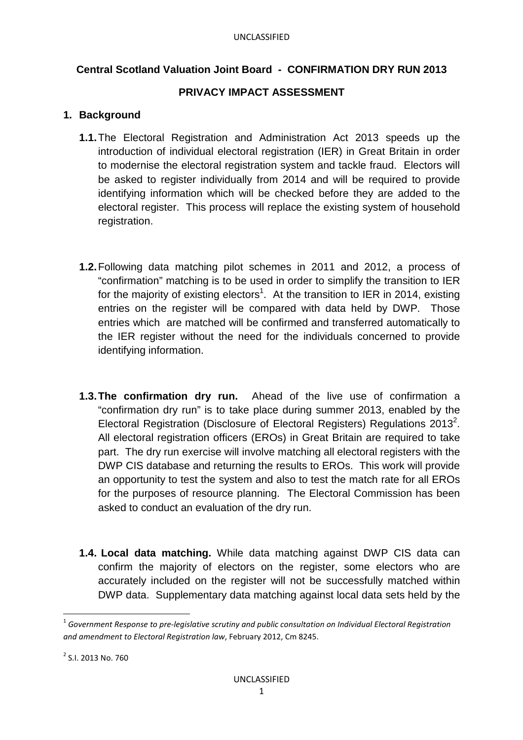**Central Scotland Valuation Joint Board - CONFIRMATION DRY RUN 2013**

**PRIVACY IMPACT ASSESSMENT**

## 1. Background

**1.1.** The Electoral Registration and Administration Act 2013 speeds up the introduction of individual electoral registration (IER) in Great Britain in order to modernise the electoral registration system and tackle fraud. Electors will be asked to register individually from 2014 and will be required to provide identifying information which will be checked before they are added to the electoral register. This process will replace the existing system of household registration.

**1.2.** Following data matching pilot schemes in 2011 and 2012, a process of "confirmation" matching is to be used in order to simplify the transition to IER for the majority of existing electors[1]. At the transition to IER in 2014, existing entries on the register will be compared with data held by DWP. Those entries which are matched will be confirmed and transferred automatically to the IER register without the need for the individuals concerned to provide identifying information.

**1.3. The confirmation dry run.** Ahead of the live use of confirmation a "confirmation dry run" is to take place during summer 2013, enabled by the Electoral Registration (Disclosure of Electoral Registers) Regulations 2013[2]. All electoral registration officers (EROs) in Great Britain are required to take part. The dry run exercise will involve matching all electoral registers with the DWP CIS database and returning the results to EROs. This work will provide an opportunity to test the system and also to test the match rate for all EROs for the purposes of resource planning. The Electoral Commission has been asked to conduct an evaluation of the dry run.

**1.4. Local data matching.** While data matching against DWP CIS data can confirm the majority of electors on the register, some electors who are accurately included on the register will not be successfully matched within DWP data. Supplementary data matching against local data sets held by the

---

[1] *Government Response to pre-legislative scrutiny and public consultation on Individual Electoral Registration and amendment to Electoral Registration law*, February 2012, Cm 8245.

[2] S.I. 2013 No. 760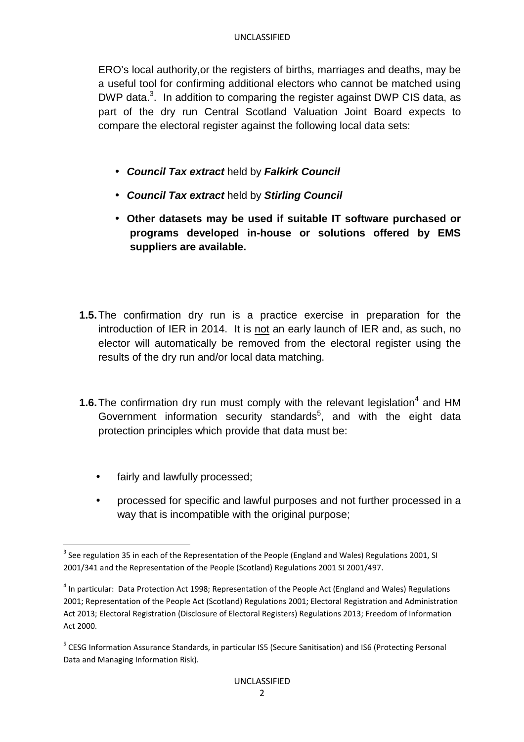ERO's local authority,or the registers of births, marriages and deaths, may be a useful tool for confirming additional electors who cannot be matched using DWP data.[3]. In addition to comparing the register against DWP CIS data, as part of the dry run Central Scotland Valuation Joint Board expects to compare the electoral register against the following local data sets:

- ***Council Tax extract*** held by ***Falkirk Council***
- ***Council Tax extract*** held by ***Stirling Council***
- **Other datasets may be used if suitable IT software purchased or programs developed in-house or solutions offered by EMS suppliers are available.**

**1.5.** The confirmation dry run is a practice exercise in preparation for the introduction of IER in 2014. It is <u>not</u> an early launch of IER and, as such, no elector will automatically be removed from the electoral register using the results of the dry run and/or local data matching.

**1.6.** The confirmation dry run must comply with the relevant legislation[4] and HM Government information security standards[5], and with the eight data protection principles which provide that data must be:

- fairly and lawfully processed;
- processed for specific and lawful purposes and not further processed in a way that is incompatible with the original purpose;

---

[3] See regulation 35 in each of the Representation of the People (England and Wales) Regulations 2001, SI 2001/341 and the Representation of the People (Scotland) Regulations 2001 SI 2001/497.

[4] In particular: Data Protection Act 1998; Representation of the People Act (England and Wales) Regulations 2001; Representation of the People Act (Scotland) Regulations 2001; Electoral Registration and Administration Act 2013; Electoral Registration (Disclosure of Electoral Registers) Regulations 2013; Freedom of Information Act 2000.

[5] CESG Information Assurance Standards, in particular IS5 (Secure Sanitisation) and IS6 (Protecting Personal Data and Managing Information Risk).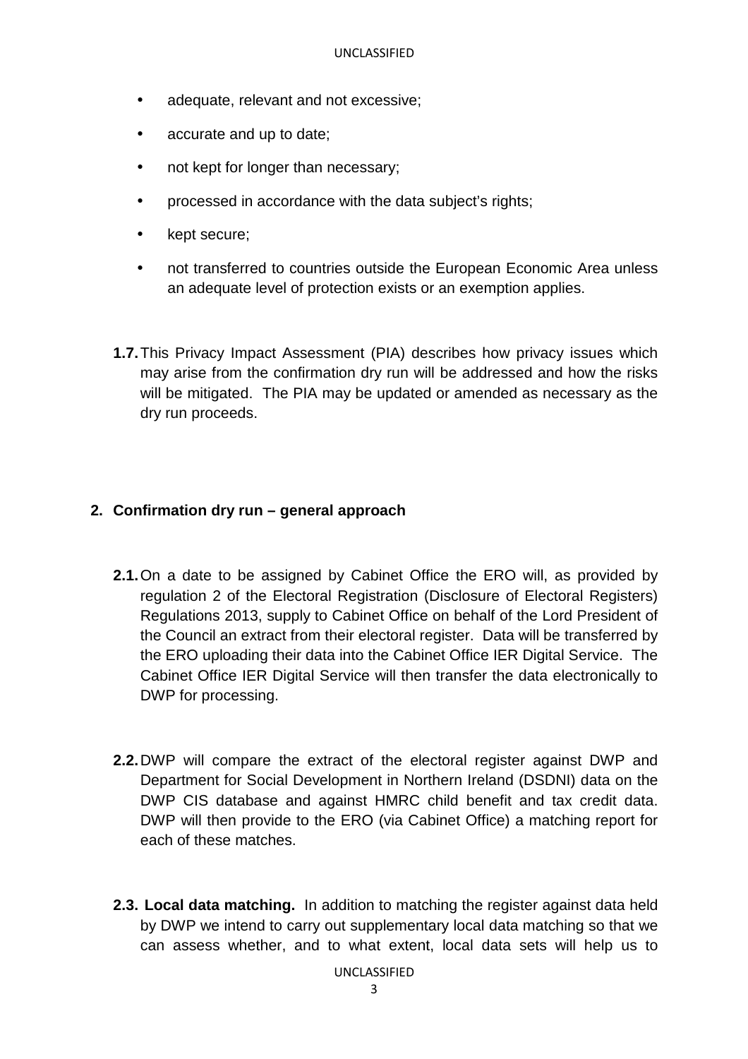- adequate, relevant and not excessive;
- accurate and up to date;
- not kept for longer than necessary;
- processed in accordance with the data subject's rights;
- kept secure;
- not transferred to countries outside the European Economic Area unless an adequate level of protection exists or an exemption applies.

**1.7.** This Privacy Impact Assessment (PIA) describes how privacy issues which may arise from the confirmation dry run will be addressed and how the risks will be mitigated. The PIA may be updated or amended as necessary as the dry run proceeds.

## 2. Confirmation dry run – general approach

**2.1.** On a date to be assigned by Cabinet Office the ERO will, as provided by regulation 2 of the Electoral Registration (Disclosure of Electoral Registers) Regulations 2013, supply to Cabinet Office on behalf of the Lord President of the Council an extract from their electoral register. Data will be transferred by the ERO uploading their data into the Cabinet Office IER Digital Service. The Cabinet Office IER Digital Service will then transfer the data electronically to DWP for processing.

**2.2.** DWP will compare the extract of the electoral register against DWP and Department for Social Development in Northern Ireland (DSDNI) data on the DWP CIS database and against HMRC child benefit and tax credit data. DWP will then provide to the ERO (via Cabinet Office) a matching report for each of these matches.

**2.3. Local data matching.** In addition to matching the register against data held by DWP we intend to carry out supplementary local data matching so that we can assess whether, and to what extent, local data sets will help us to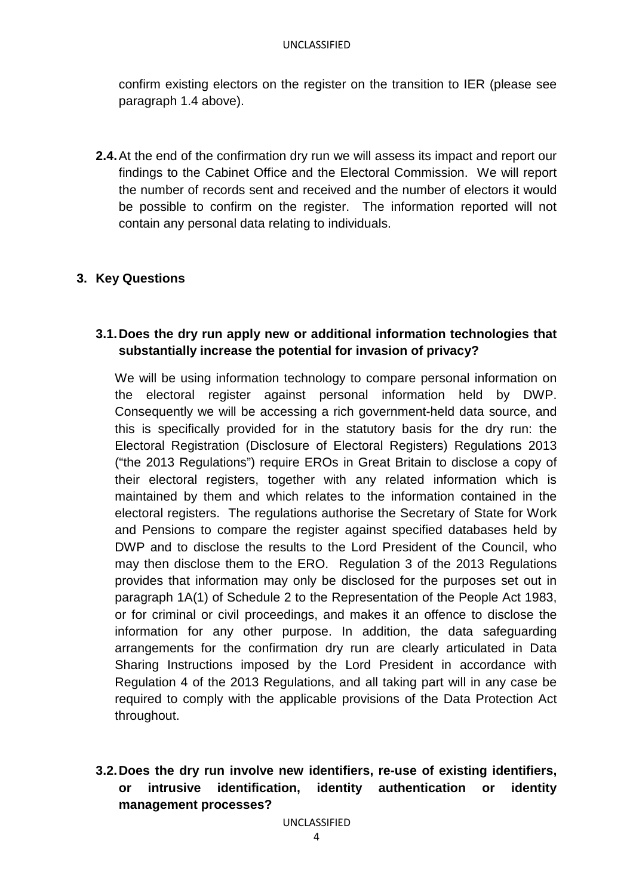confirm existing electors on the register on the transition to IER (please see paragraph 1.4 above).

**2.4.** At the end of the confirmation dry run we will assess its impact and report our findings to the Cabinet Office and the Electoral Commission. We will report the number of records sent and received and the number of electors it would be possible to confirm on the register. The information reported will not contain any personal data relating to individuals.

## 3. Key Questions

### 3.1. Does the dry run apply new or additional information technologies that substantially increase the potential for invasion of privacy?

We will be using information technology to compare personal information on the electoral register against personal information held by DWP. Consequently we will be accessing a rich government-held data source, and this is specifically provided for in the statutory basis for the dry run: the Electoral Registration (Disclosure of Electoral Registers) Regulations 2013 ("the 2013 Regulations") require EROs in Great Britain to disclose a copy of their electoral registers, together with any related information which is maintained by them and which relates to the information contained in the electoral registers. The regulations authorise the Secretary of State for Work and Pensions to compare the register against specified databases held by DWP and to disclose the results to the Lord President of the Council, who may then disclose them to the ERO. Regulation 3 of the 2013 Regulations provides that information may only be disclosed for the purposes set out in paragraph 1A(1) of Schedule 2 to the Representation of the People Act 1983, or for criminal or civil proceedings, and makes it an offence to disclose the information for any other purpose. In addition, the data safeguarding arrangements for the confirmation dry run are clearly articulated in Data Sharing Instructions imposed by the Lord President in accordance with Regulation 4 of the 2013 Regulations, and all taking part will in any case be required to comply with the applicable provisions of the Data Protection Act throughout.

### 3.2. Does the dry run involve new identifiers, re-use of existing identifiers, or intrusive identification, identity authentication or identity management processes?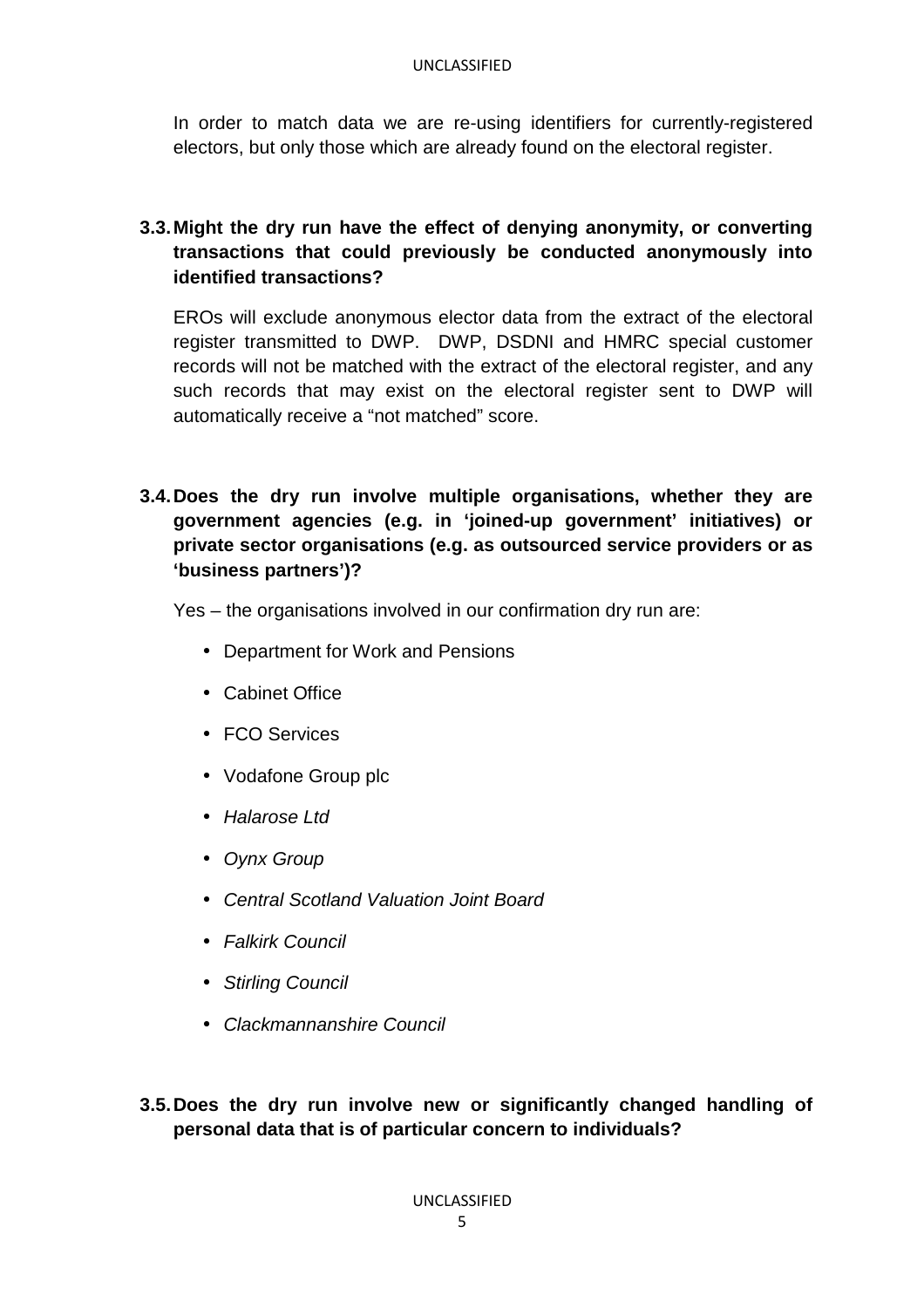In order to match data we are re-using identifiers for currently-registered electors, but only those which are already found on the electoral register.

**3.3. Might the dry run have the effect of denying anonymity, or converting transactions that could previously be conducted anonymously into identified transactions?**

EROs will exclude anonymous elector data from the extract of the electoral register transmitted to DWP. DWP, DSDNI and HMRC special customer records will not be matched with the extract of the electoral register, and any such records that may exist on the electoral register sent to DWP will automatically receive a "not matched" score.

**3.4. Does the dry run involve multiple organisations, whether they are government agencies (e.g. in 'joined-up government' initiatives) or private sector organisations (e.g. as outsourced service providers or as 'business partners')?**

Yes – the organisations involved in our confirmation dry run are:

- Department for Work and Pensions
- Cabinet Office
- FCO Services
- Vodafone Group plc
- *Halarose Ltd*
- *Oynx Group*
- *Central Scotland Valuation Joint Board*
- *Falkirk Council*
- *Stirling Council*
- *Clackmannanshire Council*

**3.5. Does the dry run involve new or significantly changed handling of personal data that is of particular concern to individuals?**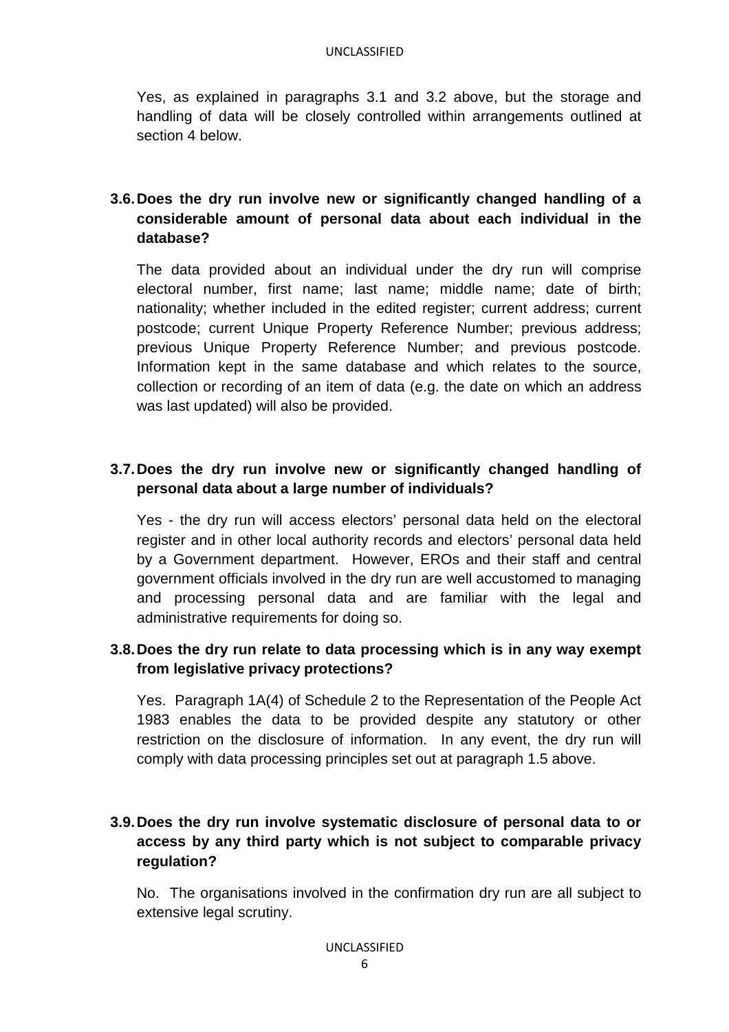Yes, as explained in paragraphs 3.1 and 3.2 above, but the storage and handling of data will be closely controlled within arrangements outlined at section 4 below.

### 3.6. Does the dry run involve new or significantly changed handling of a considerable amount of personal data about each individual in the database?

The data provided about an individual under the dry run will comprise electoral number, first name; last name; middle name; date of birth; nationality; whether included in the edited register; current address; current postcode; current Unique Property Reference Number; previous address; previous Unique Property Reference Number; and previous postcode. Information kept in the same database and which relates to the source, collection or recording of an item of data (e.g. the date on which an address was last updated) will also be provided.

### 3.7. Does the dry run involve new or significantly changed handling of personal data about a large number of individuals?

Yes - the dry run will access electors' personal data held on the electoral register and in other local authority records and electors' personal data held by a Government department. However, EROs and their staff and central government officials involved in the dry run are well accustomed to managing and processing personal data and are familiar with the legal and administrative requirements for doing so.

### 3.8. Does the dry run relate to data processing which is in any way exempt from legislative privacy protections?

Yes. Paragraph 1A(4) of Schedule 2 to the Representation of the People Act 1983 enables the data to be provided despite any statutory or other restriction on the disclosure of information. In any event, the dry run will comply with data processing principles set out at paragraph 1.5 above.

### 3.9. Does the dry run involve systematic disclosure of personal data to or access by any third party which is not subject to comparable privacy regulation?

No. The organisations involved in the confirmation dry run are all subject to extensive legal scrutiny.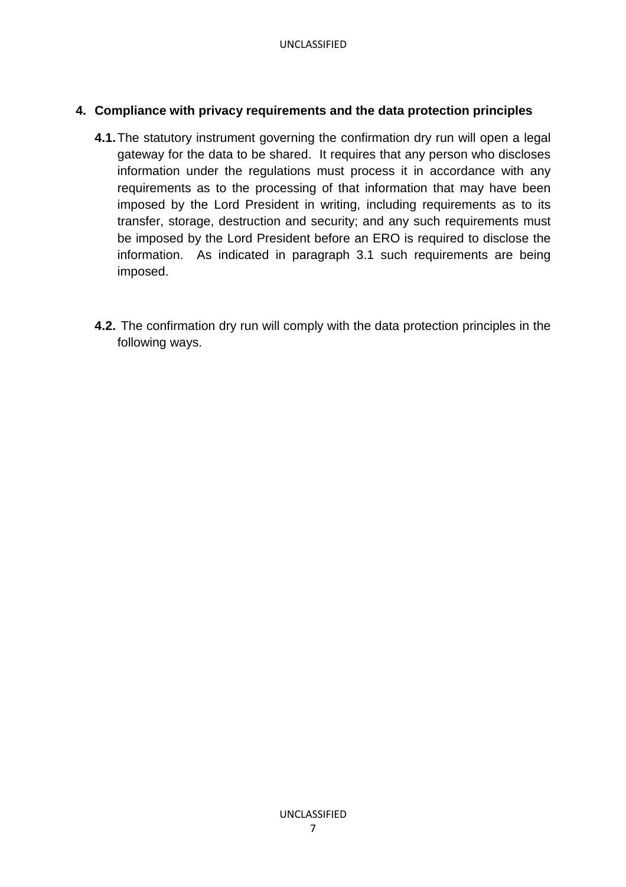## 4. Compliance with privacy requirements and the data protection principles

**4.1.** The statutory instrument governing the confirmation dry run will open a legal gateway for the data to be shared. It requires that any person who discloses information under the regulations must process it in accordance with any requirements as to the processing of that information that may have been imposed by the Lord President in writing, including requirements as to its transfer, storage, destruction and security; and any such requirements must be imposed by the Lord President before an ERO is required to disclose the information. As indicated in paragraph 3.1 such requirements are being imposed.

**4.2.** The confirmation dry run will comply with the data protection principles in the following ways.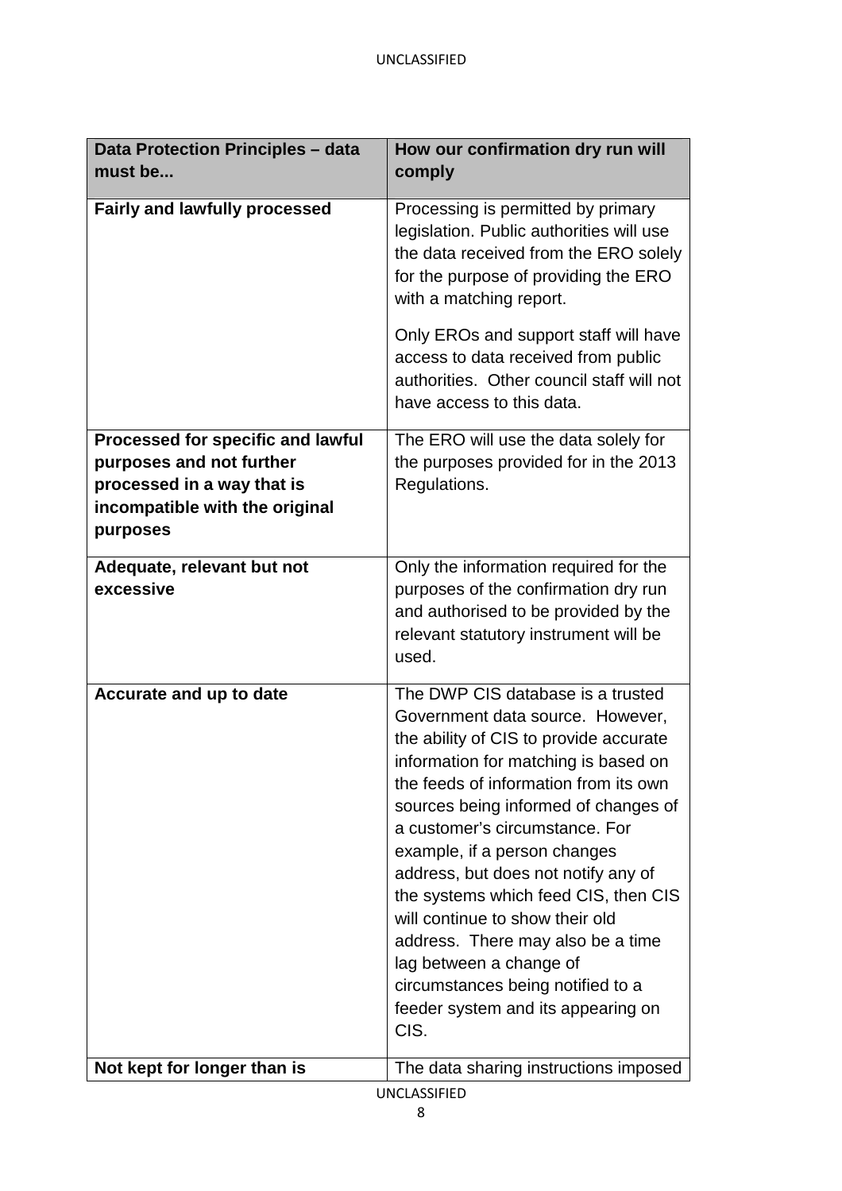| Data Protection Principles – data must be... | How our confirmation dry run will comply |
| --- | --- |
| **Fairly and lawfully processed** | Processing is permitted by primary legislation. Public authorities will use the data received from the ERO solely for the purpose of providing the ERO with a matching report.<br><br>Only EROs and support staff will have access to data received from public authorities. Other council staff will not have access to this data. |
| **Processed for specific and lawful purposes and not further processed in a way that is incompatible with the original purposes** | The ERO will use the data solely for the purposes provided for in the 2013 Regulations. |
| **Adequate, relevant but not excessive** | Only the information required for the purposes of the confirmation dry run and authorised to be provided by the relevant statutory instrument will be used. |
| **Accurate and up to date** | The DWP CIS database is a trusted Government data source. However, the ability of CIS to provide accurate information for matching is based on the feeds of information from its own sources being informed of changes of a customer's circumstance. For example, if a person changes address, but does not notify any of the systems which feed CIS, then CIS will continue to show their old address. There may also be a time lag between a change of circumstances being notified to a feeder system and its appearing on CIS. |
| **Not kept for longer than is** | The data sharing instructions imposed |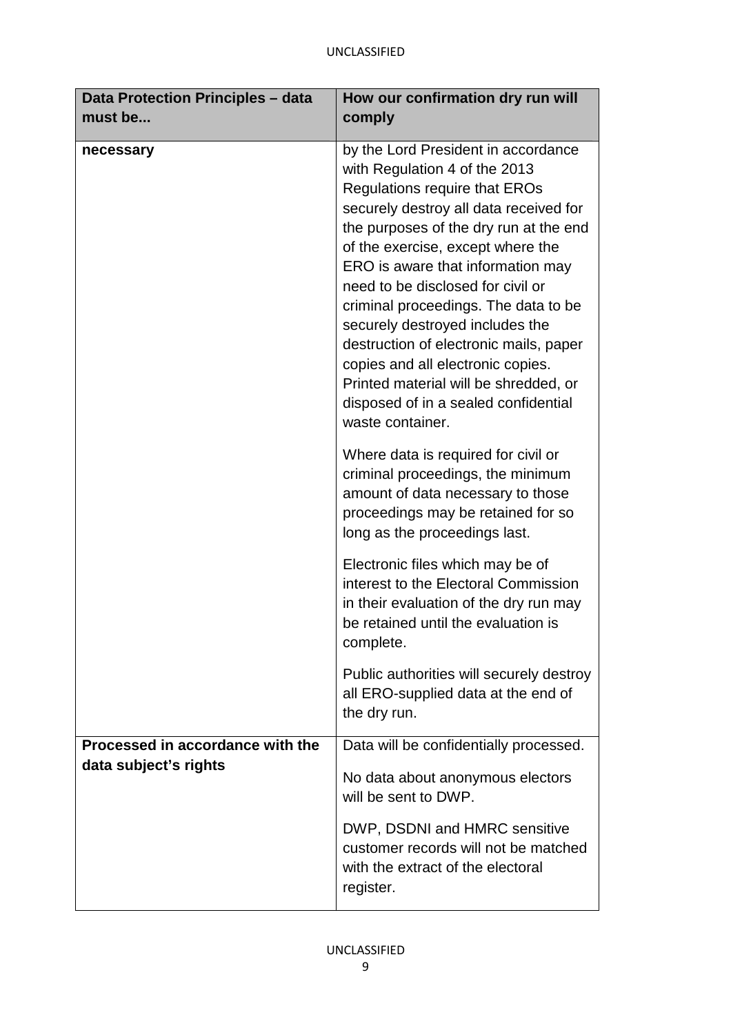| Data Protection Principles – data must be... | How our confirmation dry run will comply |
| --- | --- |
| **necessary** | by the Lord President in accordance with Regulation 4 of the 2013 Regulations require that EROs securely destroy all data received for the purposes of the dry run at the end of the exercise, except where the ERO is aware that information may need to be disclosed for civil or criminal proceedings. The data to be securely destroyed includes the destruction of electronic mails, paper copies and all electronic copies. Printed material will be shredded, or disposed of in a sealed confidential waste container.<br><br>Where data is required for civil or criminal proceedings, the minimum amount of data necessary to those proceedings may be retained for so long as the proceedings last.<br><br>Electronic files which may be of interest to the Electoral Commission in their evaluation of the dry run may be retained until the evaluation is complete.<br><br>Public authorities will securely destroy all ERO-supplied data at the end of the dry run. |
| **Processed in accordance with the data subject's rights** | Data will be confidentially processed.<br><br>No data about anonymous electors will be sent to DWP.<br><br>DWP, DSDNI and HMRC sensitive customer records will not be matched with the extract of the electoral register. |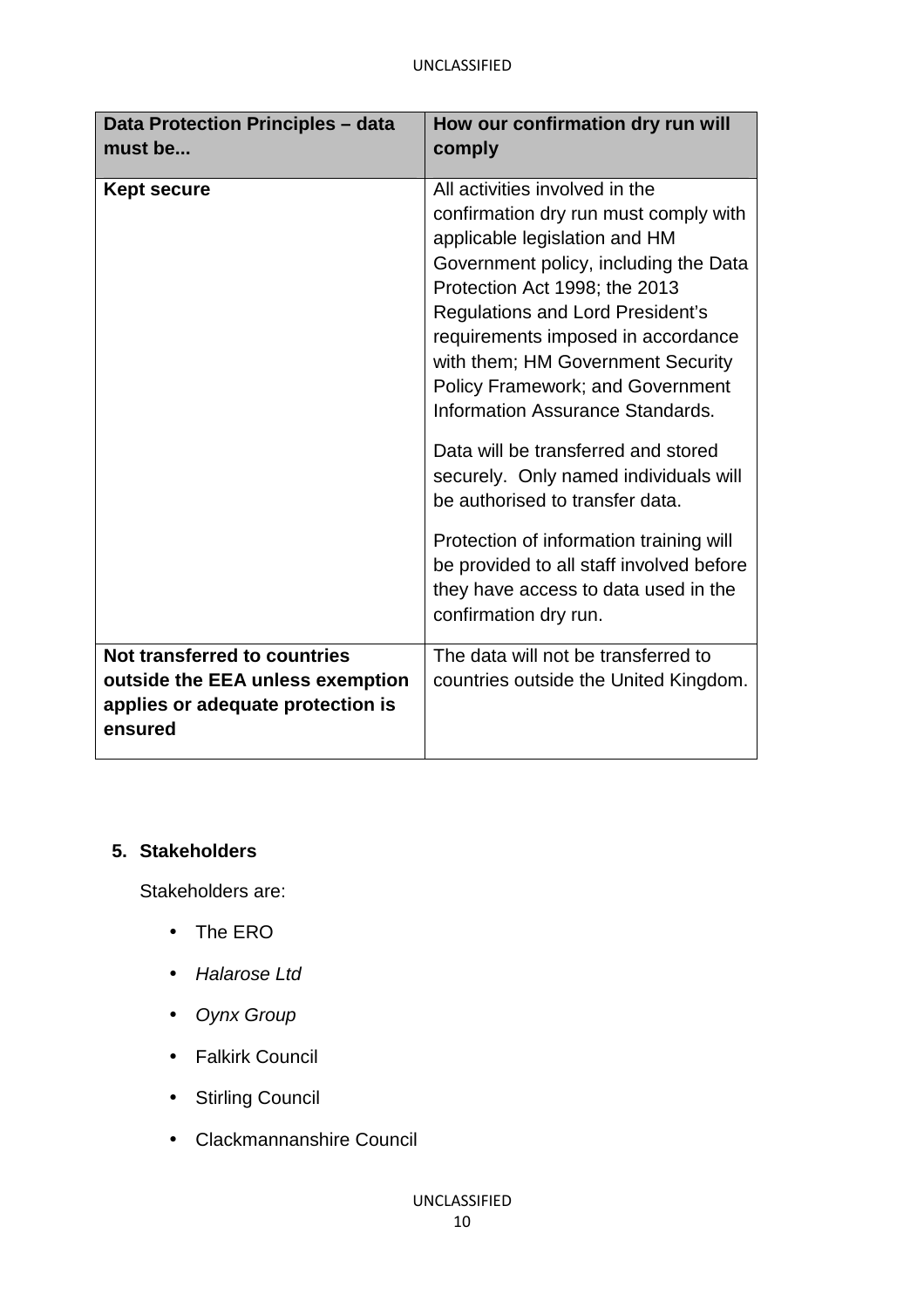| Data Protection Principles – data must be... | How our confirmation dry run will comply |
|---|---|
| **Kept secure** | All activities involved in the confirmation dry run must comply with applicable legislation and HM Government policy, including the Data Protection Act 1998; the 2013 Regulations and Lord President's requirements imposed in accordance with them; HM Government Security Policy Framework; and Government Information Assurance Standards.<br><br>Data will be transferred and stored securely. Only named individuals will be authorised to transfer data.<br><br>Protection of information training will be provided to all staff involved before they have access to data used in the confirmation dry run. |
| **Not transferred to countries outside the EEA unless exemption applies or adequate protection is ensured** | The data will not be transferred to countries outside the United Kingdom. |

## 5. Stakeholders

Stakeholders are:

- The ERO
- *Halarose Ltd*
- *Oynx Group*
- Falkirk Council
- Stirling Council
- Clackmannanshire Council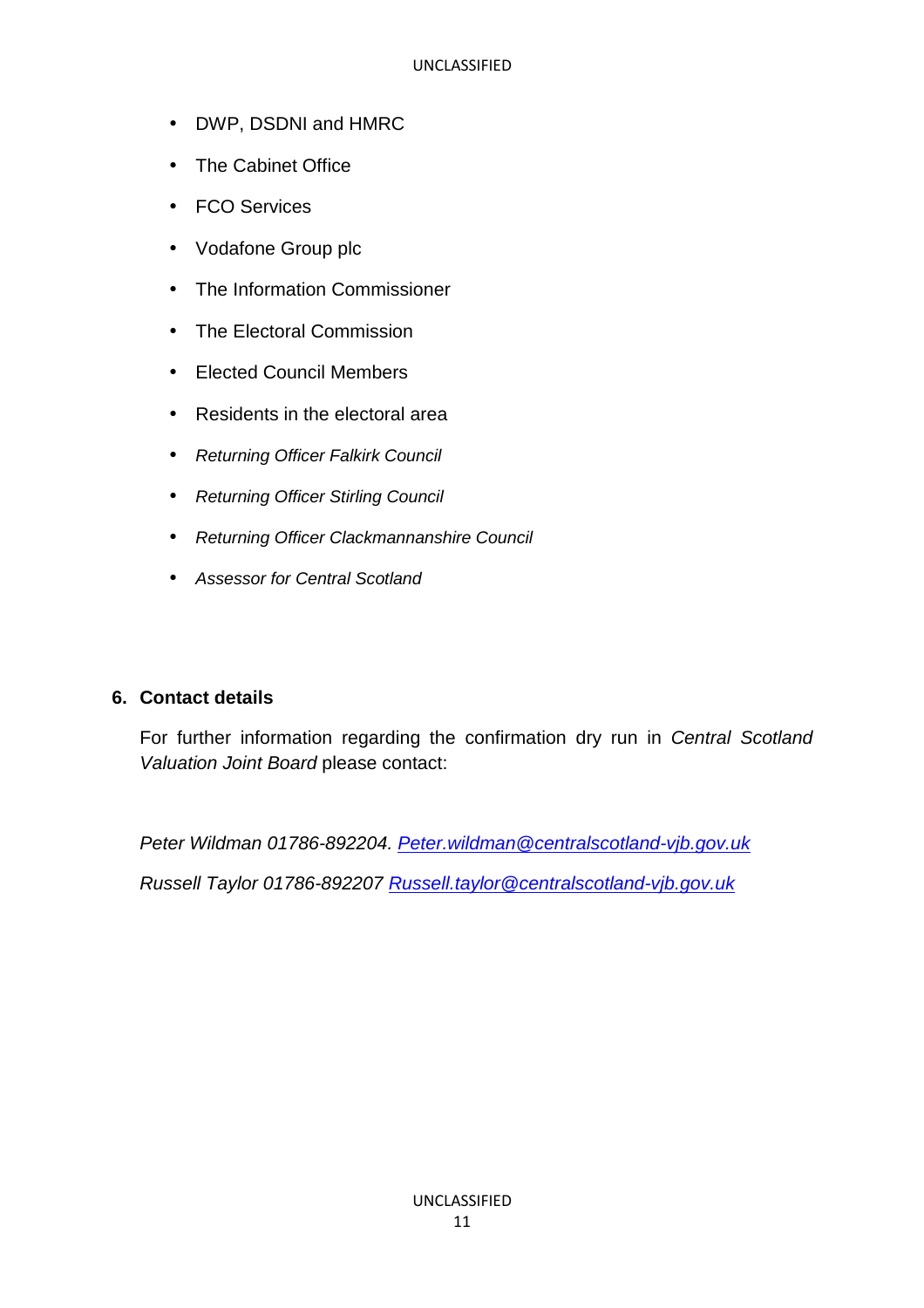- DWP, DSDNI and HMRC
- The Cabinet Office
- FCO Services
- Vodafone Group plc
- The Information Commissioner
- The Electoral Commission
- Elected Council Members
- Residents in the electoral area
- *Returning Officer Falkirk Council*
- *Returning Officer Stirling Council*
- *Returning Officer Clackmannanshire Council*
- *Assessor for Central Scotland*

## 6. Contact details

For further information regarding the confirmation dry run in *Central Scotland Valuation Joint Board* please contact:

*Peter Wildman 01786-892204.* *Peter.wildman@centralscotland-vjb.gov.uk*

*Russell Taylor 01786-892207* *Russell.taylor@centralscotland-vjb.gov.uk*